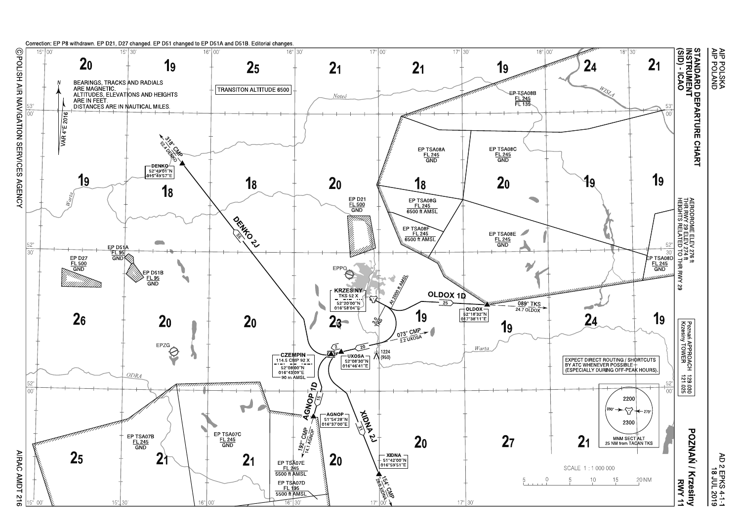Correction: EP P8 withdrawn. EP D21, D27 changed. EP D51 changed to EP D51A and D51B. Editorial changes.

# STANDARD DEPARTURE CHART INSTRUMENT (SID) - ICAO

## POZNAŃ / Krzesiny RWY 11

AERODROME ELEV 276 ft
THR RWY 29 ELEV 274 ft
HEIGHTS RELATED TO THR RWY 29

| | |
|---|---|
| Poznań APPROACH | 129.030 |
| Krzesiny TOWER | 121.025 |

BEARINGS, TRACKS AND RADIALS ARE MAGNETIC.
ALTITUDES, ELEVATIONS AND HEIGHTS ARE IN FEET.
DISTANCES ARE IN NAUTICAL MILES.

VAR 4°E 2016

TRANSITON ALTITUDE 6500

EXPECT DIRECT ROUTING / SHORTCUTS BY ATC WHENEVER POSSIBLE (ESPECIALLY DURING OFF-PEAK HOURS).

MNM SECT ALT 25 NM from TACAN TKS: 2200 (090°–270° north), 2300 (south)

SCALE 1 : 1 000 000

### Navaids and waypoints

- KRZESINY TKS 52 X — 52°20'00"N 016°58'04"E
- CZEMPIN 114.5 CMP 92 X — 52°08'00"N 016°43'09"E — 90 m AMSL
- DENKO — 52°49'01"N 015°49'57"E
- OLDOX — 52°18'32"N 017°38'11"E
- UXOSA — 52°08'30"N 016°46'41"E
- AGNOP — 51°54'28"N 016°37'00"E
- XIDNA — 51°42'00"N 016°59'51"E

### Routes

- DENKO 2J — 318° CMP 52.4 DENKO
- OLDOX 1D — 089° TKS 24.7 OLDOX
- AGNOP 1D — 192° CMP 14.1 AGNOP
- XIDNA 2J — 154° CMP 28.0 XIDNA
- 073° CMP 2.2 UXOSA
- 3.0 TKS; At 2000 ft AMSL

### Airspace

- EP TSA08A FL 245 GND
- EP TSA08B FL 245 FL 135
- EP TSA08C FL 245 GND
- EP TSA08D FL 245 GND
- EP TSA08E FL 245 GND
- EP TSA08F FL 245 6500 ft AMSL
- EP TSA08G FL 245 6500 ft AMSL
- EP D21 FL 500 GND
- EP D27 FL 500 GND
- EP D51A FL 95 GND
- EP D51B FL 95 GND
- EP TSA07B FL 245 GND
- EP TSA07C FL 245 GND
- EP TSA07D FL 195 5500 ft AMSL
- EP TSA07E FL 245 5500 ft AMSL

Obstacle: 1224 (950)

EPPO, EPZG

© POLISH AIR NAVIGATION SERVICES AGENCY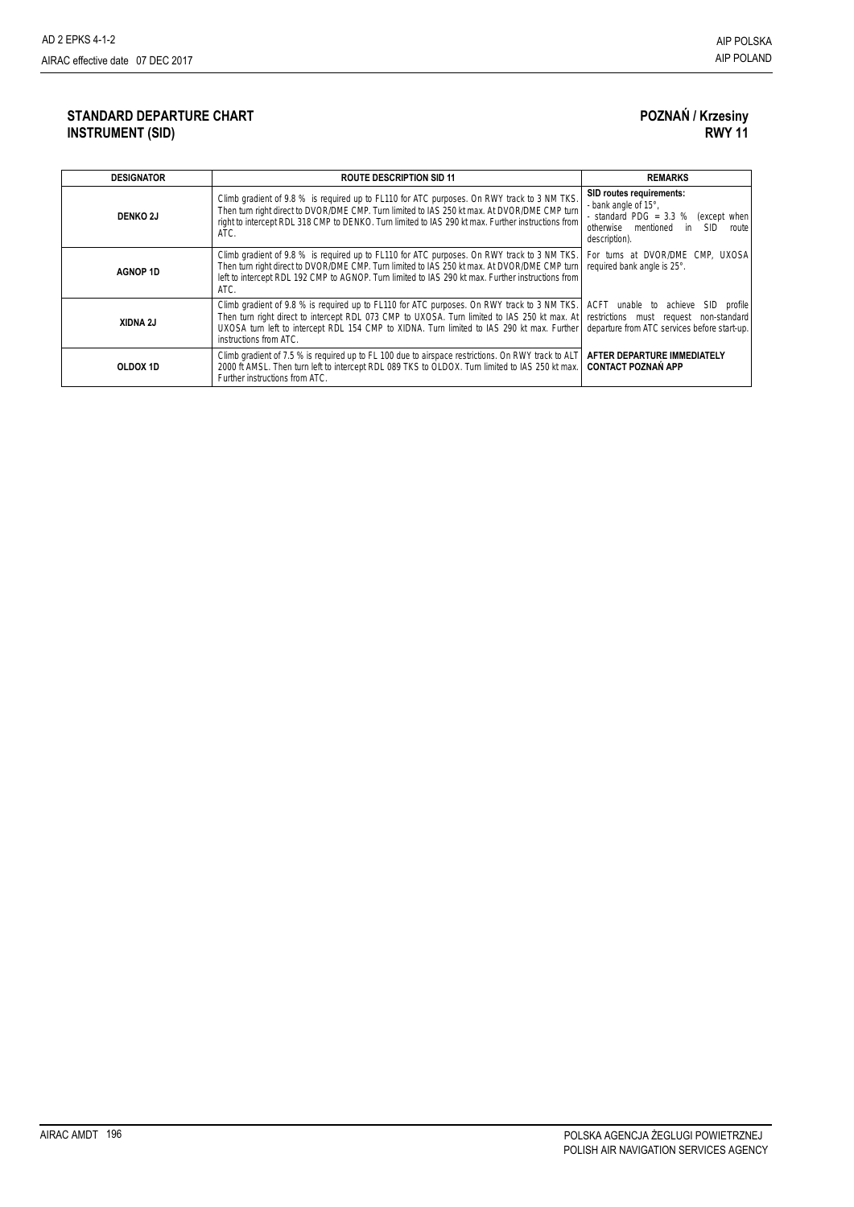**STANDARD DEPARTURE CHART INSTRUMENT (SID)**

**POZNAŃ / Krzesiny RWY 11**

| DESIGNATOR | ROUTE DESCRIPTION SID 11 | REMARKS |
|---|---|---|
| **DENKO 2J** | Climb gradient of 9.8 % is required up to FL110 for ATC purposes. On RWY track to 3 NM TKS. Then turn right direct to DVOR/DME CMP. Turn limited to IAS 250 kt max. At DVOR/DME CMP turn right to intercept RDL 318 CMP to DENKO. Turn limited to IAS 290 kt max. Further instructions from ATC. | **SID routes requirements:** - bank angle of 15°, - standard PDG = 3.3 % (except when otherwise mentioned in SID route description). |
| **AGNOP 1D** | Climb gradient of 9.8 % is required up to FL110 for ATC purposes. On RWY track to 3 NM TKS. Then turn right direct to DVOR/DME CMP. Turn limited to IAS 250 kt max. At DVOR/DME CMP turn left to intercept RDL 192 CMP to AGNOP. Turn limited to IAS 290 kt max. Further instructions from ATC. | For turns at DVOR/DME CMP, UXOSA required bank angle is 25°. |
| **XIDNA 2J** | Climb gradient of 9.8 % is required up to FL110 for ATC purposes. On RWY track to 3 NM TKS. Then turn right direct to intercept RDL 073 CMP to UXOSA. Turn limited to IAS 250 kt max. At UXOSA turn left to intercept RDL 154 CMP to XIDNA. Turn limited to IAS 290 kt max. Further instructions from ATC. | ACFT unable to achieve SID profile restrictions must request non-standard departure from ATC services before start-up. |
| **OLDOX 1D** | Climb gradient of 7.5 % is required up to FL 100 due to airspace restrictions. On RWY track to ALT 2000 ft AMSL. Then turn left to intercept RDL 089 TKS to OLDOX. Turn limited to IAS 250 kt max. Further instructions from ATC. | **AFTER DEPARTURE IMMEDIATELY CONTACT POZNAŃ APP** |